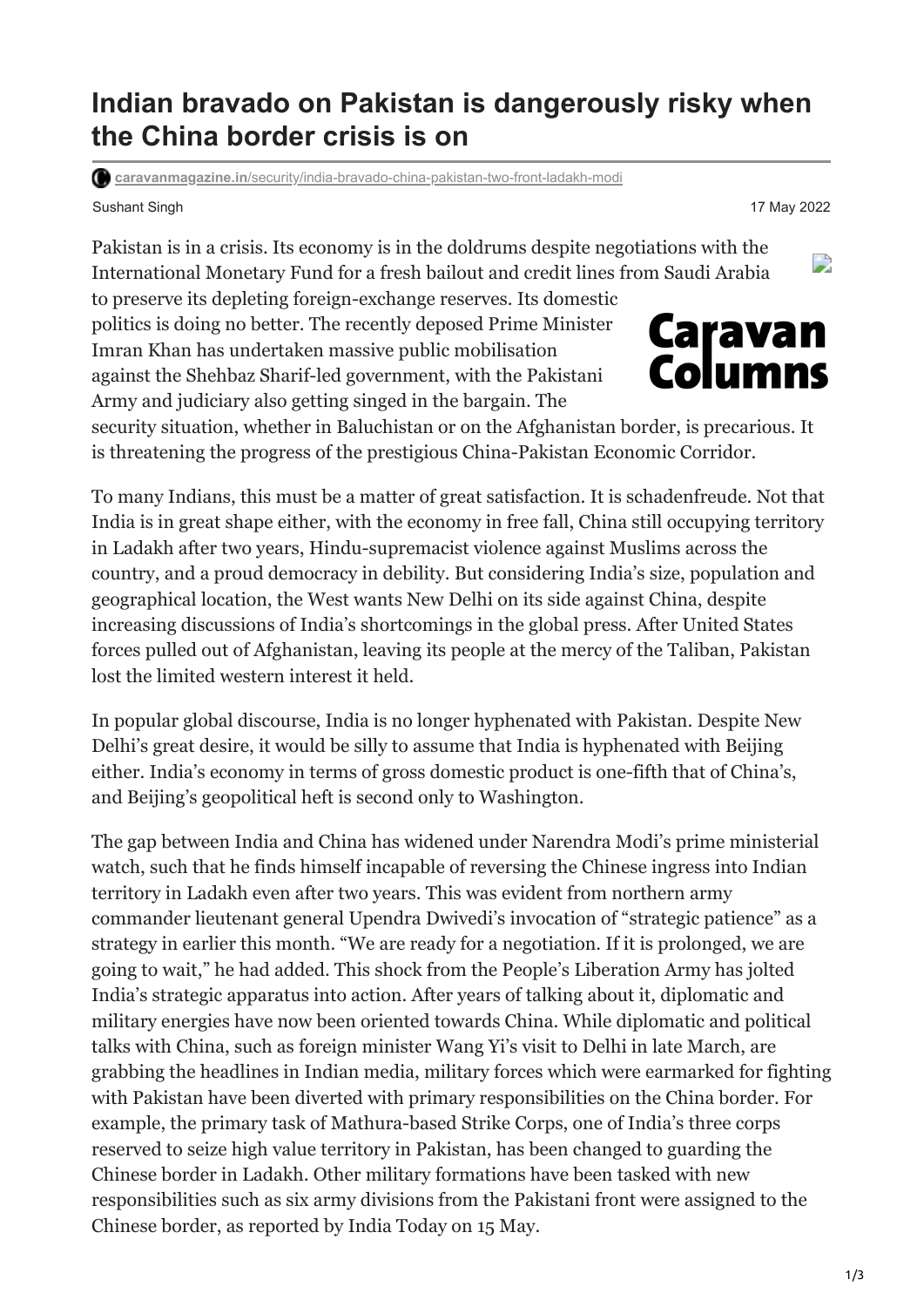# Indian bravado on Pakistan is dangerously risky when the China border crisis is on

caravanmagazine.in/security/india-bravado-china-pakistan-two-front-ladakh-modi

Sushant Singh

17 May 2022

Pakistan is in a crisis. Its economy is in the doldrums despite negotiations with the International Monetary Fund for a fresh bailout and credit lines from Saudi Arabia to preserve its depleting foreign-exchange reserves. Its domestic politics is doing no better. The recently deposed Prime Minister Imran Khan has undertaken massive public mobilisation against the Shehbaz Sharif-led government, with the Pakistani Army and judiciary also getting singed in the bargain. The security situation, whether in Baluchistan or on the Afghanistan border, is precarious. It is threatening the progress of the prestigious China-Pakistan Economic Corridor.

To many Indians, this must be a matter of great satisfaction. It is schadenfreude. Not that India is in great shape either, with the economy in free fall, China still occupying territory in Ladakh after two years, Hindu-supremacist violence against Muslims across the country, and a proud democracy in debility. But considering India's size, population and geographical location, the West wants New Delhi on its side against China, despite increasing discussions of India's shortcomings in the global press. After United States forces pulled out of Afghanistan, leaving its people at the mercy of the Taliban, Pakistan lost the limited western interest it held.

In popular global discourse, India is no longer hyphenated with Pakistan. Despite New Delhi's great desire, it would be silly to assume that India is hyphenated with Beijing either. India's economy in terms of gross domestic product is one-fifth that of China's, and Beijing's geopolitical heft is second only to Washington.

The gap between India and China has widened under Narendra Modi's prime ministerial watch, such that he finds himself incapable of reversing the Chinese ingress into Indian territory in Ladakh even after two years. This was evident from northern army commander lieutenant general Upendra Dwivedi's invocation of "strategic patience" as a strategy in earlier this month. "We are ready for a negotiation. If it is prolonged, we are going to wait," he had added. This shock from the People's Liberation Army has jolted India's strategic apparatus into action. After years of talking about it, diplomatic and military energies have now been oriented towards China. While diplomatic and political talks with China, such as foreign minister Wang Yi's visit to Delhi in late March, are grabbing the headlines in Indian media, military forces which were earmarked for fighting with Pakistan have been diverted with primary responsibilities on the China border. For example, the primary task of Mathura-based Strike Corps, one of India's three corps reserved to seize high value territory in Pakistan, has been changed to guarding the Chinese border in Ladakh. Other military formations have been tasked with new responsibilities such as six army divisions from the Pakistani front were assigned to the Chinese border, as reported by India Today on 15 May.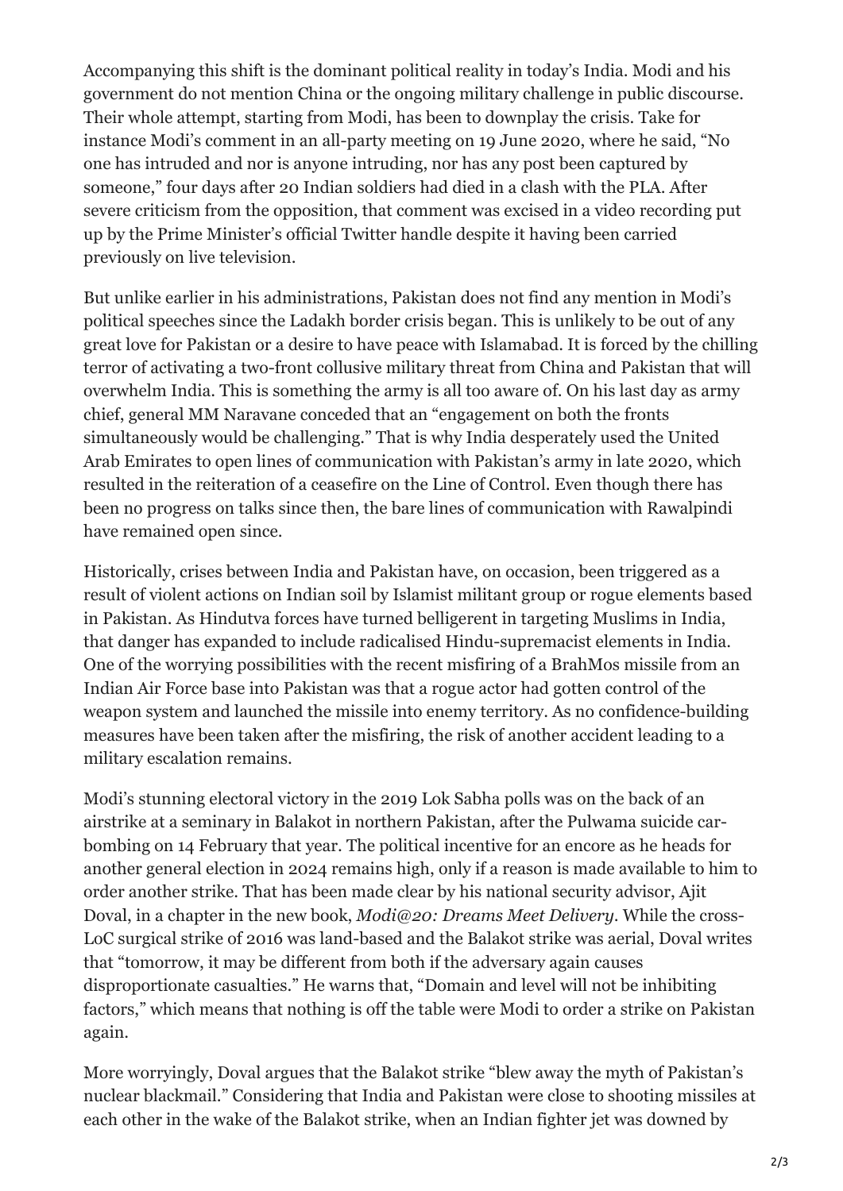Accompanying this shift is the dominant political reality in today's India. Modi and his government do not mention China or the ongoing military challenge in public discourse. Their whole attempt, starting from Modi, has been to downplay the crisis. Take for instance Modi's comment in an all-party meeting on 19 June 2020, where he said, "No one has intruded and nor is anyone intruding, nor has any post been captured by someone," four days after 20 Indian soldiers had died in a clash with the PLA. After severe criticism from the opposition, that comment was excised in a video recording put up by the Prime Minister's official Twitter handle despite it having been carried previously on live television.

But unlike earlier in his administrations, Pakistan does not find any mention in Modi's political speeches since the Ladakh border crisis began. This is unlikely to be out of any great love for Pakistan or a desire to have peace with Islamabad. It is forced by the chilling terror of activating a two-front collusive military threat from China and Pakistan that will overwhelm India. This is something the army is all too aware of. On his last day as army chief, general MM Naravane conceded that an "engagement on both the fronts simultaneously would be challenging." That is why India desperately used the United Arab Emirates to open lines of communication with Pakistan's army in late 2020, which resulted in the reiteration of a ceasefire on the Line of Control. Even though there has been no progress on talks since then, the bare lines of communication with Rawalpindi have remained open since.

Historically, crises between India and Pakistan have, on occasion, been triggered as a result of violent actions on Indian soil by Islamist militant group or rogue elements based in Pakistan. As Hindutva forces have turned belligerent in targeting Muslims in India, that danger has expanded to include radicalised Hindu-supremacist elements in India. One of the worrying possibilities with the recent misfiring of a BrahMos missile from an Indian Air Force base into Pakistan was that a rogue actor had gotten control of the weapon system and launched the missile into enemy territory. As no confidence-building measures have been taken after the misfiring, the risk of another accident leading to a military escalation remains.

Modi's stunning electoral victory in the 2019 Lok Sabha polls was on the back of an airstrike at a seminary in Balakot in northern Pakistan, after the Pulwama suicide car-bombing on 14 February that year. The political incentive for an encore as he heads for another general election in 2024 remains high, only if a reason is made available to him to order another strike. That has been made clear by his national security advisor, Ajit Doval, in a chapter in the new book, *Modi@20: Dreams Meet Delivery*. While the cross-LoC surgical strike of 2016 was land-based and the Balakot strike was aerial, Doval writes that "tomorrow, it may be different from both if the adversary again causes disproportionate casualties." He warns that, "Domain and level will not be inhibiting factors," which means that nothing is off the table were Modi to order a strike on Pakistan again.

More worryingly, Doval argues that the Balakot strike "blew away the myth of Pakistan's nuclear blackmail." Considering that India and Pakistan were close to shooting missiles at each other in the wake of the Balakot strike, when an Indian fighter jet was downed by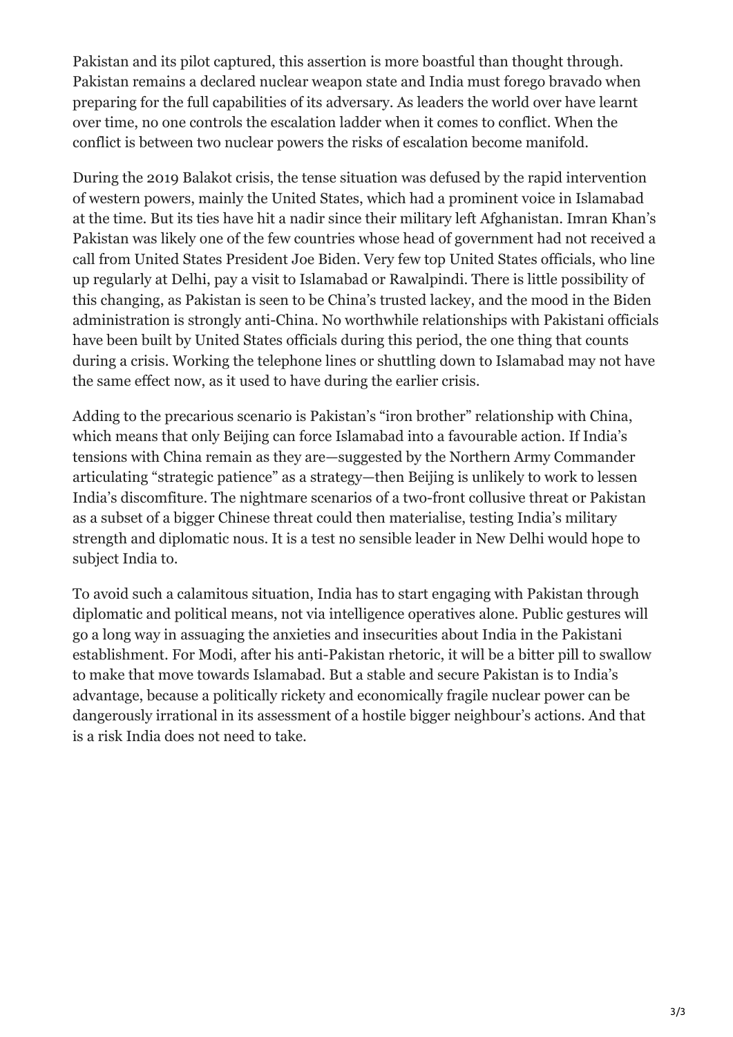Pakistan and its pilot captured, this assertion is more boastful than thought through. Pakistan remains a declared nuclear weapon state and India must forego bravado when preparing for the full capabilities of its adversary. As leaders the world over have learnt over time, no one controls the escalation ladder when it comes to conflict. When the conflict is between two nuclear powers the risks of escalation become manifold.

During the 2019 Balakot crisis, the tense situation was defused by the rapid intervention of western powers, mainly the United States, which had a prominent voice in Islamabad at the time. But its ties have hit a nadir since their military left Afghanistan. Imran Khan's Pakistan was likely one of the few countries whose head of government had not received a call from United States President Joe Biden. Very few top United States officials, who line up regularly at Delhi, pay a visit to Islamabad or Rawalpindi. There is little possibility of this changing, as Pakistan is seen to be China's trusted lackey, and the mood in the Biden administration is strongly anti-China. No worthwhile relationships with Pakistani officials have been built by United States officials during this period, the one thing that counts during a crisis. Working the telephone lines or shuttling down to Islamabad may not have the same effect now, as it used to have during the earlier crisis.

Adding to the precarious scenario is Pakistan's "iron brother" relationship with China, which means that only Beijing can force Islamabad into a favourable action. If India's tensions with China remain as they are—suggested by the Northern Army Commander articulating "strategic patience" as a strategy—then Beijing is unlikely to work to lessen India's discomfiture. The nightmare scenarios of a two-front collusive threat or Pakistan as a subset of a bigger Chinese threat could then materialise, testing India's military strength and diplomatic nous. It is a test no sensible leader in New Delhi would hope to subject India to.

To avoid such a calamitous situation, India has to start engaging with Pakistan through diplomatic and political means, not via intelligence operatives alone. Public gestures will go a long way in assuaging the anxieties and insecurities about India in the Pakistani establishment. For Modi, after his anti-Pakistan rhetoric, it will be a bitter pill to swallow to make that move towards Islamabad. But a stable and secure Pakistan is to India's advantage, because a politically rickety and economically fragile nuclear power can be dangerously irrational in its assessment of a hostile bigger neighbour's actions. And that is a risk India does not need to take.